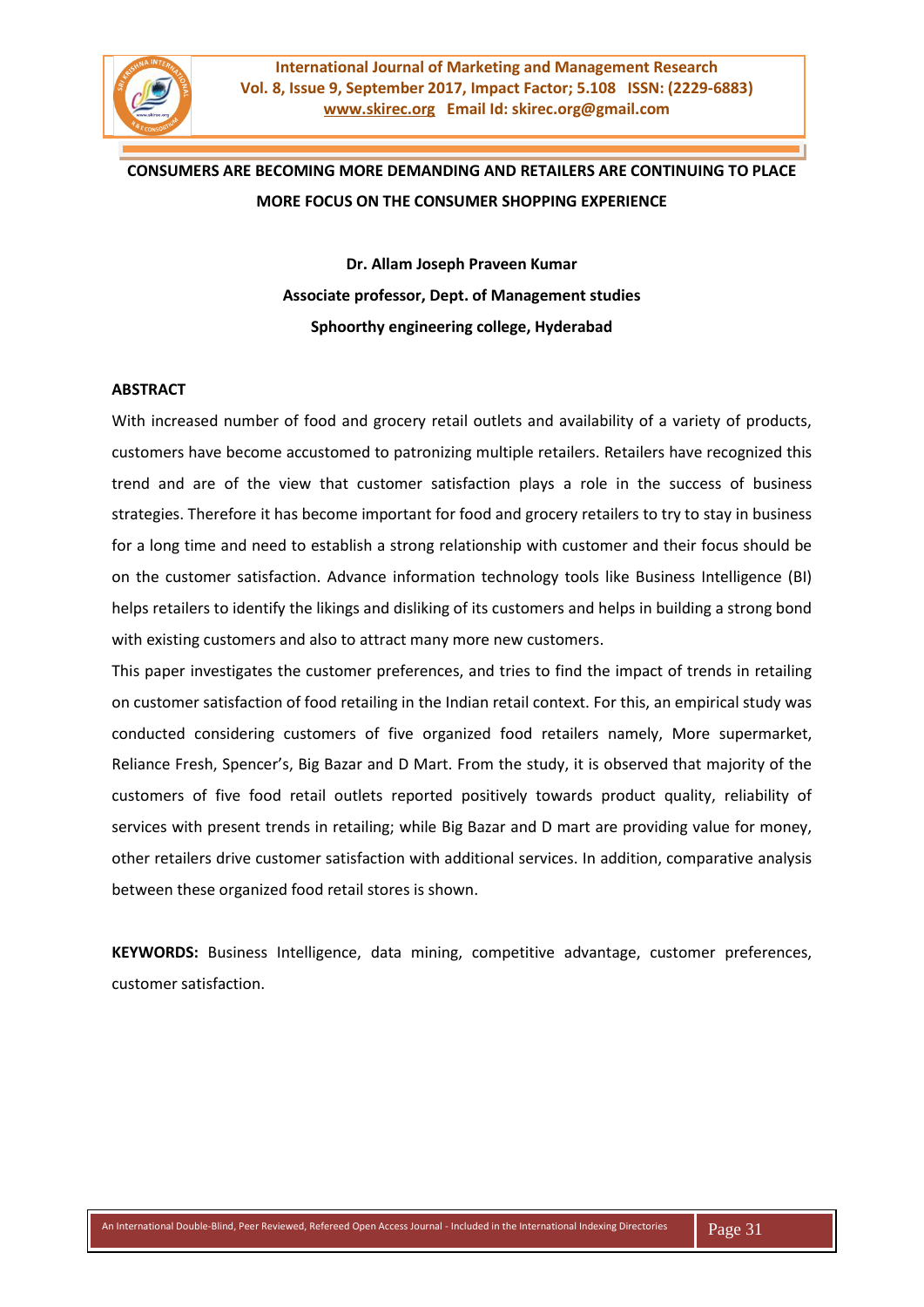# CONSUMERS ARE BECOMING MORE DEMANDING AND RETAILERS ARE CONTINUING TO PLACE MORE FOCUS ON THE CONSUMER SHOPPING EXPERIENCE

**Dr. Allam Joseph Praveen Kumar**
**Associate professor, Dept. of Management studies**
**Sphoorthy engineering college, Hyderabad**

## ABSTRACT

With increased number of food and grocery retail outlets and availability of a variety of products, customers have become accustomed to patronizing multiple retailers. Retailers have recognized this trend and are of the view that customer satisfaction plays a role in the success of business strategies. Therefore it has become important for food and grocery retailers to try to stay in business for a long time and need to establish a strong relationship with customer and their focus should be on the customer satisfaction. Advance information technology tools like Business Intelligence (BI) helps retailers to identify the likings and disliking of its customers and helps in building a strong bond with existing customers and also to attract many more new customers.

This paper investigates the customer preferences, and tries to find the impact of trends in retailing on customer satisfaction of food retailing in the Indian retail context. For this, an empirical study was conducted considering customers of five organized food retailers namely, More supermarket, Reliance Fresh, Spencer's, Big Bazar and D Mart. From the study, it is observed that majority of the customers of five food retail outlets reported positively towards product quality, reliability of services with present trends in retailing; while Big Bazar and D mart are providing value for money, other retailers drive customer satisfaction with additional services. In addition, comparative analysis between these organized food retail stores is shown.

**KEYWORDS:** Business Intelligence, data mining, competitive advantage, customer preferences, customer satisfaction.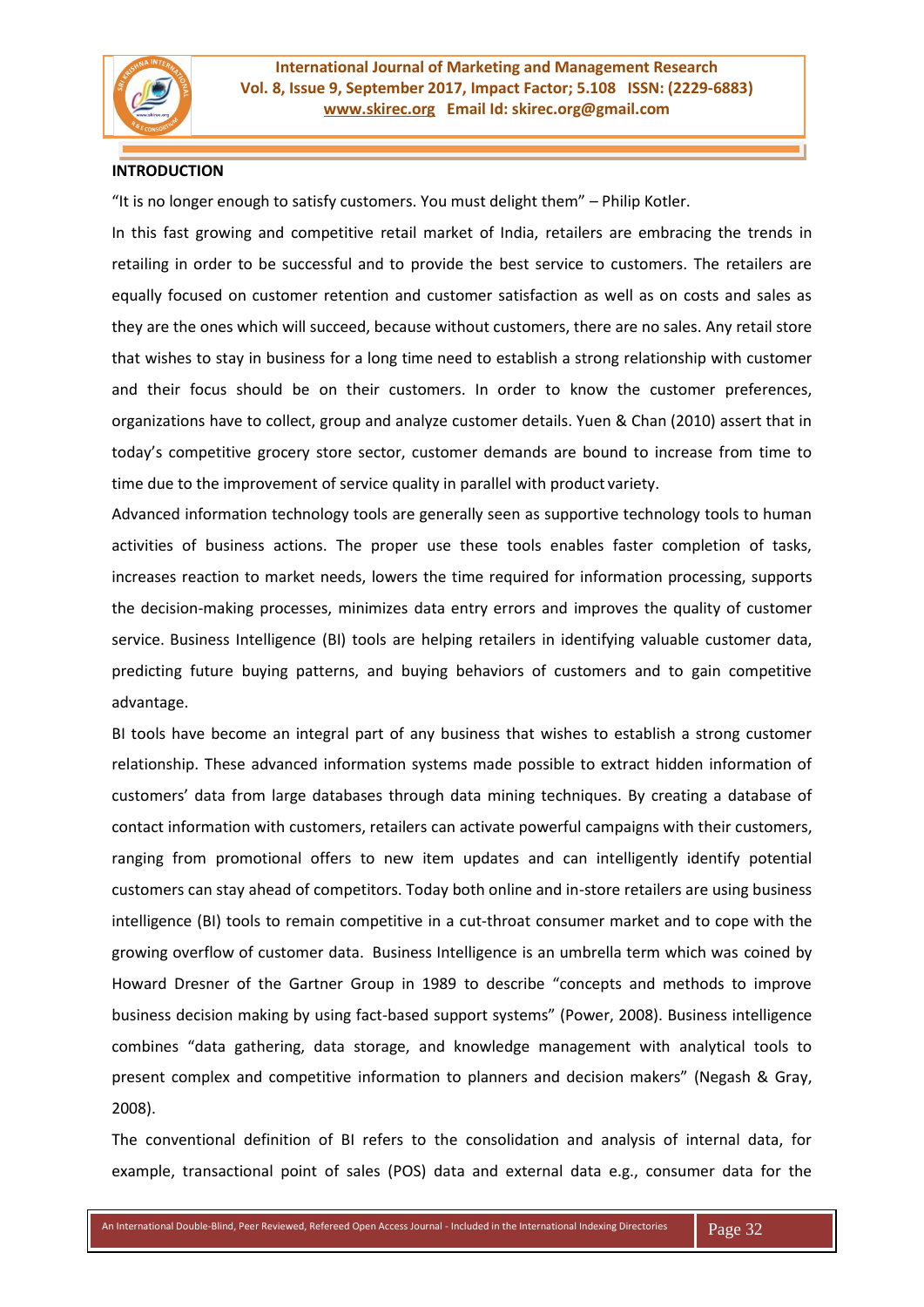## INTRODUCTION

"It is no longer enough to satisfy customers. You must delight them" – Philip Kotler.

In this fast growing and competitive retail market of India, retailers are embracing the trends in retailing in order to be successful and to provide the best service to customers. The retailers are equally focused on customer retention and customer satisfaction as well as on costs and sales as they are the ones which will succeed, because without customers, there are no sales. Any retail store that wishes to stay in business for a long time need to establish a strong relationship with customer and their focus should be on their customers. In order to know the customer preferences, organizations have to collect, group and analyze customer details. Yuen & Chan (2010) assert that in today's competitive grocery store sector, customer demands are bound to increase from time to time due to the improvement of service quality in parallel with product variety.

Advanced information technology tools are generally seen as supportive technology tools to human activities of business actions. The proper use these tools enables faster completion of tasks, increases reaction to market needs, lowers the time required for information processing, supports the decision-making processes, minimizes data entry errors and improves the quality of customer service. Business Intelligence (BI) tools are helping retailers in identifying valuable customer data, predicting future buying patterns, and buying behaviors of customers and to gain competitive advantage.

BI tools have become an integral part of any business that wishes to establish a strong customer relationship. These advanced information systems made possible to extract hidden information of customers' data from large databases through data mining techniques. By creating a database of contact information with customers, retailers can activate powerful campaigns with their customers, ranging from promotional offers to new item updates and can intelligently identify potential customers can stay ahead of competitors. Today both online and in-store retailers are using business intelligence (BI) tools to remain competitive in a cut-throat consumer market and to cope with the growing overflow of customer data. Business Intelligence is an umbrella term which was coined by Howard Dresner of the Gartner Group in 1989 to describe "concepts and methods to improve business decision making by using fact-based support systems" (Power, 2008). Business intelligence combines "data gathering, data storage, and knowledge management with analytical tools to present complex and competitive information to planners and decision makers" (Negash & Gray, 2008).

The conventional definition of BI refers to the consolidation and analysis of internal data, for example, transactional point of sales (POS) data and external data e.g., consumer data for the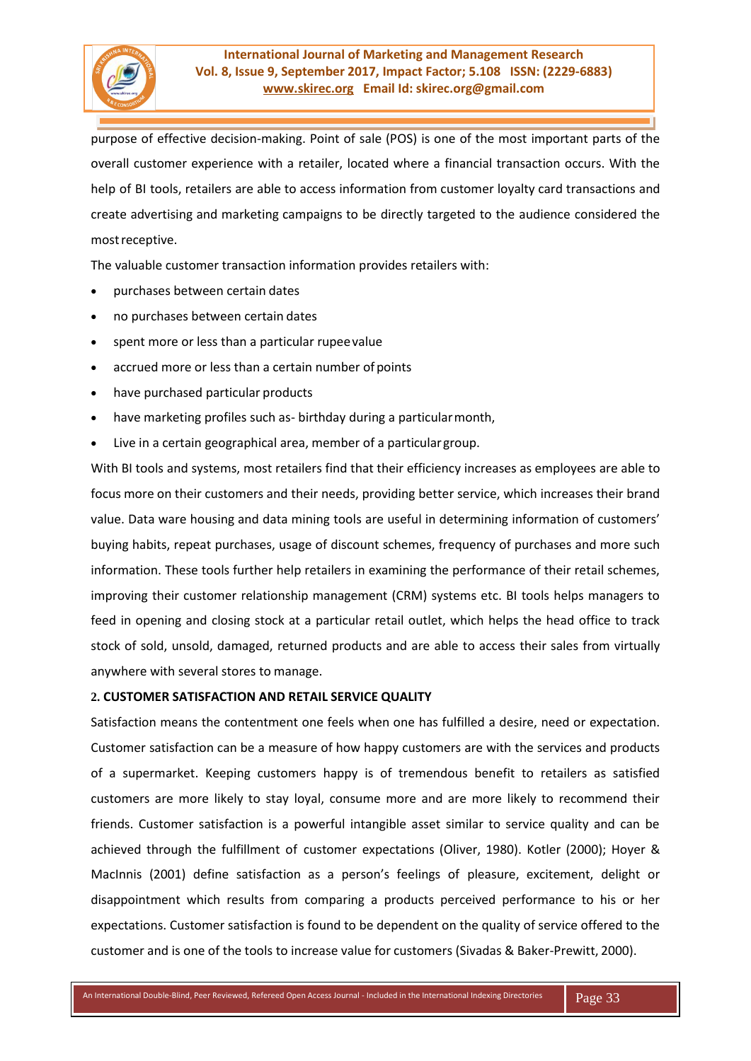purpose of effective decision-making. Point of sale (POS) is one of the most important parts of the overall customer experience with a retailer, located where a financial transaction occurs. With the help of BI tools, retailers are able to access information from customer loyalty card transactions and create advertising and marketing campaigns to be directly targeted to the audience considered the most receptive.

The valuable customer transaction information provides retailers with:

- purchases between certain dates
- no purchases between certain dates
- spent more or less than a particular rupee value
- accrued more or less than a certain number of points
- have purchased particular products
- have marketing profiles such as- birthday during a particular month,
- Live in a certain geographical area, member of a particular group.

With BI tools and systems, most retailers find that their efficiency increases as employees are able to focus more on their customers and their needs, providing better service, which increases their brand value. Data ware housing and data mining tools are useful in determining information of customers' buying habits, repeat purchases, usage of discount schemes, frequency of purchases and more such information. These tools further help retailers in examining the performance of their retail schemes, improving their customer relationship management (CRM) systems etc. BI tools helps managers to feed in opening and closing stock at a particular retail outlet, which helps the head office to track stock of sold, unsold, damaged, returned products and are able to access their sales from virtually anywhere with several stores to manage.

## 2. CUSTOMER SATISFACTION AND RETAIL SERVICE QUALITY

Satisfaction means the contentment one feels when one has fulfilled a desire, need or expectation. Customer satisfaction can be a measure of how happy customers are with the services and products of a supermarket. Keeping customers happy is of tremendous benefit to retailers as satisfied customers are more likely to stay loyal, consume more and are more likely to recommend their friends. Customer satisfaction is a powerful intangible asset similar to service quality and can be achieved through the fulfillment of customer expectations (Oliver, 1980). Kotler (2000); Hoyer & MacInnis (2001) define satisfaction as a person's feelings of pleasure, excitement, delight or disappointment which results from comparing a products perceived performance to his or her expectations. Customer satisfaction is found to be dependent on the quality of service offered to the customer and is one of the tools to increase value for customers (Sivadas & Baker-Prewitt, 2000).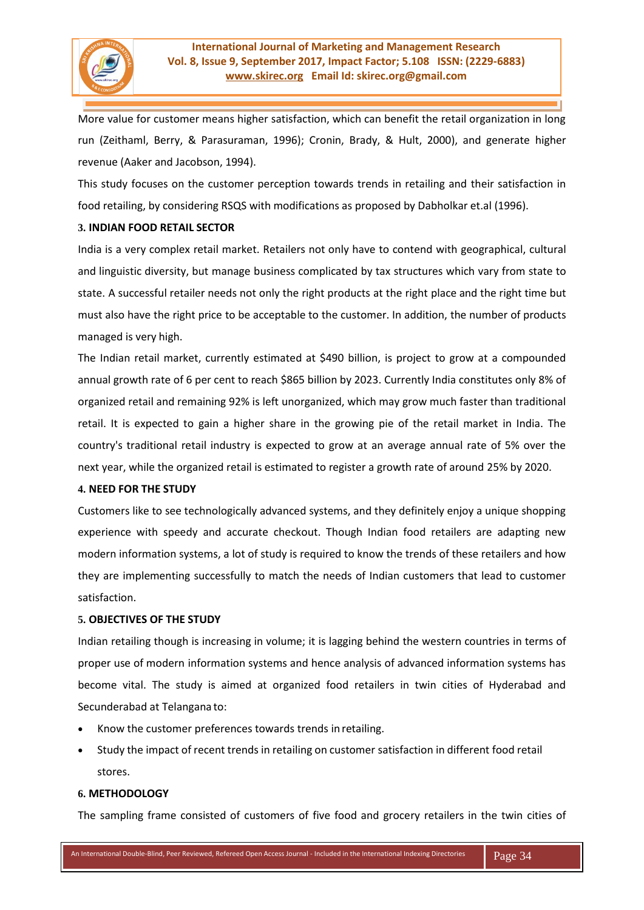More value for customer means higher satisfaction, which can benefit the retail organization in long run (Zeithaml, Berry, & Parasuraman, 1996); Cronin, Brady, & Hult, 2000), and generate higher revenue (Aaker and Jacobson, 1994).

This study focuses on the customer perception towards trends in retailing and their satisfaction in food retailing, by considering RSQS with modifications as proposed by Dabholkar et.al (1996).

## 3. INDIAN FOOD RETAIL SECTOR

India is a very complex retail market. Retailers not only have to contend with geographical, cultural and linguistic diversity, but manage business complicated by tax structures which vary from state to state. A successful retailer needs not only the right products at the right place and the right time but must also have the right price to be acceptable to the customer. In addition, the number of products managed is very high.

The Indian retail market, currently estimated at $490 billion, is project to grow at a compounded annual growth rate of 6 per cent to reach $865 billion by 2023. Currently India constitutes only 8% of organized retail and remaining 92% is left unorganized, which may grow much faster than traditional retail. It is expected to gain a higher share in the growing pie of the retail market in India. The country's traditional retail industry is expected to grow at an average annual rate of 5% over the next year, while the organized retail is estimated to register a growth rate of around 25% by 2020.

## 4. NEED FOR THE STUDY

Customers like to see technologically advanced systems, and they definitely enjoy a unique shopping experience with speedy and accurate checkout. Though Indian food retailers are adapting new modern information systems, a lot of study is required to know the trends of these retailers and how they are implementing successfully to match the needs of Indian customers that lead to customer satisfaction.

## 5. OBJECTIVES OF THE STUDY

Indian retailing though is increasing in volume; it is lagging behind the western countries in terms of proper use of modern information systems and hence analysis of advanced information systems has become vital. The study is aimed at organized food retailers in twin cities of Hyderabad and Secunderabad at Telangana to:

- Know the customer preferences towards trends in retailing.
- Study the impact of recent trends in retailing on customer satisfaction in different food retail stores.

## 6. METHODOLOGY

The sampling frame consisted of customers of five food and grocery retailers in the twin cities of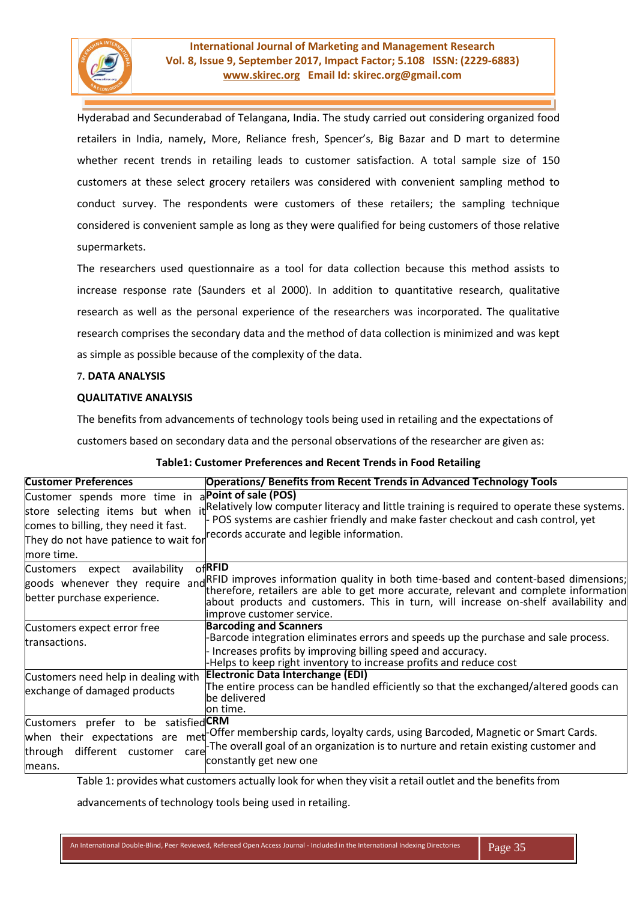Hyderabad and Secunderabad of Telangana, India. The study carried out considering organized food retailers in India, namely, More, Reliance fresh, Spencer's, Big Bazar and D mart to determine whether recent trends in retailing leads to customer satisfaction. A total sample size of 150 customers at these select grocery retailers was considered with convenient sampling method to conduct survey. The respondents were customers of these retailers; the sampling technique considered is convenient sample as long as they were qualified for being customers of those relative supermarkets.

The researchers used questionnaire as a tool for data collection because this method assists to increase response rate (Saunders et al 2000). In addition to quantitative research, qualitative research as well as the personal experience of the researchers was incorporated. The qualitative research comprises the secondary data and the method of data collection is minimized and was kept as simple as possible because of the complexity of the data.

## 7. DATA ANALYSIS

### QUALITATIVE ANALYSIS

The benefits from advancements of technology tools being used in retailing and the expectations of customers based on secondary data and the personal observations of the researcher are given as:

**Table1: Customer Preferences and Recent Trends in Food Retailing**

| **Customer Preferences** | **Operations/ Benefits from Recent Trends in Advanced Technology Tools** |
|---|---|
| Customer spends more time in a store selecting items but when it comes to billing, they need it fast. They do not have patience to wait for more time. | **Point of sale (POS)**<br>Relatively low computer literacy and little training is required to operate these systems.<br>- POS systems are cashier friendly and make faster checkout and cash control, yet records accurate and legible information. |
| Customers expect availability of goods whenever they require and better purchase experience. | **RFID**<br>RFID improves information quality in both time-based and content-based dimensions; therefore, retailers are able to get more accurate, relevant and complete information about products and customers. This in turn, will increase on-shelf availability and improve customer service. |
| Customers expect error free transactions. | **Barcoding and Scanners**<br>-Barcode integration eliminates errors and speeds up the purchase and sale process.<br>- Increases profits by improving billing speed and accuracy.<br>-Helps to keep right inventory to increase profits and reduce cost |
| Customers need help in dealing with exchange of damaged products | **Electronic Data Interchange (EDI)**<br>The entire process can be handled efficiently so that the exchanged/altered goods can be delivered on time. |
| Customers prefer to be satisfied when their expectations are met through different customer care means. | **CRM**<br>-Offer membership cards, loyalty cards, using Barcoded, Magnetic or Smart Cards.<br>-The overall goal of an organization is to nurture and retain existing customer and constantly get new one |

Table 1: provides what customers actually look for when they visit a retail outlet and the benefits from advancements of technology tools being used in retailing.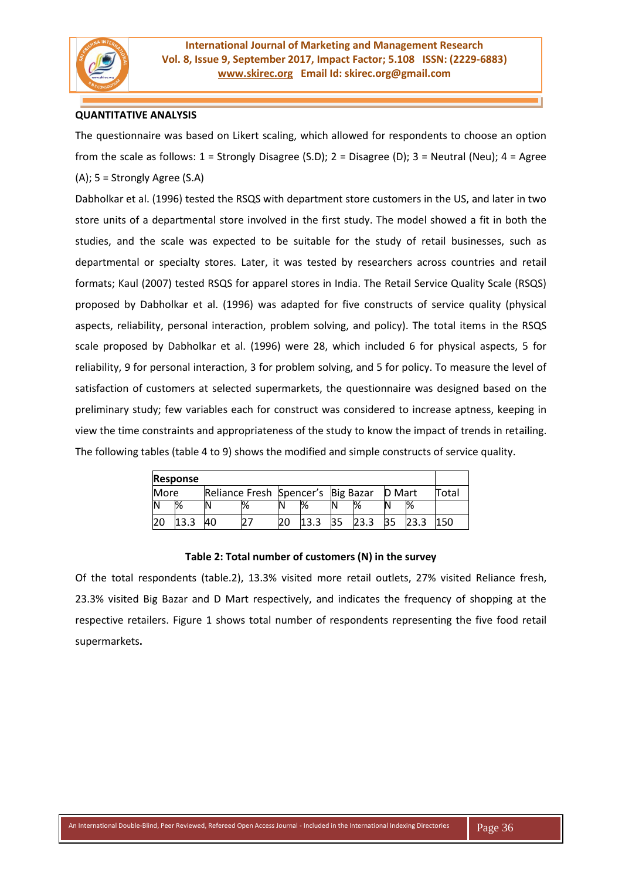**QUANTITATIVE ANALYSIS**

The questionnaire was based on Likert scaling, which allowed for respondents to choose an option from the scale as follows: 1 = Strongly Disagree (S.D); 2 = Disagree (D); 3 = Neutral (Neu); 4 = Agree (A); 5 = Strongly Agree (S.A)

Dabholkar et al. (1996) tested the RSQS with department store customers in the US, and later in two store units of a departmental store involved in the first study. The model showed a fit in both the studies, and the scale was expected to be suitable for the study of retail businesses, such as departmental or specialty stores. Later, it was tested by researchers across countries and retail formats; Kaul (2007) tested RSQS for apparel stores in India. The Retail Service Quality Scale (RSQS) proposed by Dabholkar et al. (1996) was adapted for five constructs of service quality (physical aspects, reliability, personal interaction, problem solving, and policy). The total items in the RSQS scale proposed by Dabholkar et al. (1996) were 28, which included 6 for physical aspects, 5 for reliability, 9 for personal interaction, 3 for problem solving, and 5 for policy. To measure the level of satisfaction of customers at selected supermarkets, the questionnaire was designed based on the preliminary study; few variables each for construct was considered to increase aptness, keeping in view the time constraints and appropriateness of the study to know the impact of trends in retailing. The following tables (table 4 to 9) shows the modified and simple constructs of service quality.

| **Response** | | | | | | | | | | |
|---|---|---|---|---|---|---|---|---|---|---|
| More | | Reliance Fresh | | Spencer's | | Big Bazar | | D Mart | | Total |
| N | % | N | % | N | % | N | % | N | % | |
| 20 | 13.3 | 40 | 27 | 20 | 13.3 | 35 | 23.3 | 35 | 23.3 | 150 |

**Table 2: Total number of customers (N) in the survey**

Of the total respondents (table.2), 13.3% visited more retail outlets, 27% visited Reliance fresh, 23.3% visited Big Bazar and D Mart respectively, and indicates the frequency of shopping at the respective retailers. Figure 1 shows total number of respondents representing the five food retail supermarkets**.**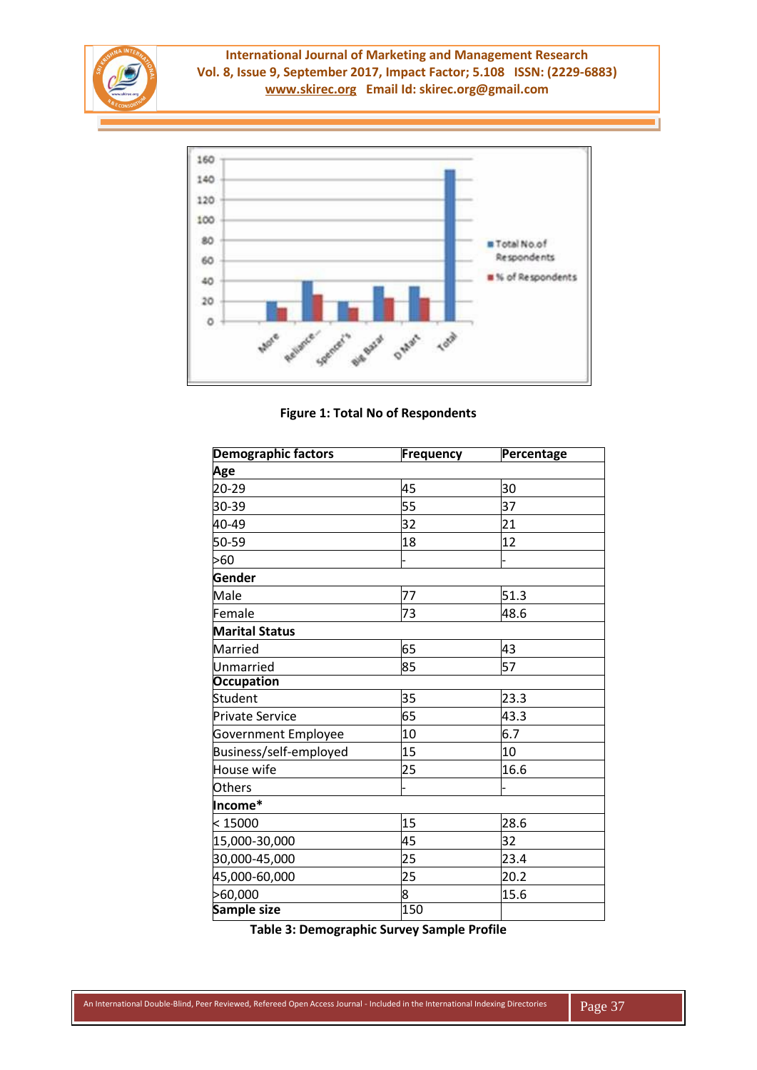Figure 1: Total No of Respondents

| Demographic factors | Frequency | Percentage |
|---|---|---|
| **Age** | | |
| 20-29 | 45 | 30 |
| 30-39 | 55 | 37 |
| 40-49 | 32 | 21 |
| 50-59 | 18 | 12 |
| >60 | - | - |
| **Gender** | | |
| Male | 77 | 51.3 |
| Female | 73 | 48.6 |
| **Marital Status** | | |
| Married | 65 | 43 |
| Unmarried | 85 | 57 |
| **Occupation** | | |
| Student | 35 | 23.3 |
| Private Service | 65 | 43.3 |
| Government Employee | 10 | 6.7 |
| Business/self-employed | 15 | 10 |
| House wife | 25 | 16.6 |
| Others | - | - |
| **Income*** | | |
| < 15000 | 15 | 28.6 |
| 15,000-30,000 | 45 | 32 |
| 30,000-45,000 | 25 | 23.4 |
| 45,000-60,000 | 25 | 20.2 |
| >60,000 | 8 | 15.6 |
| **Sample size** | 150 | |

**Table 3: Demographic Survey Sample Profile**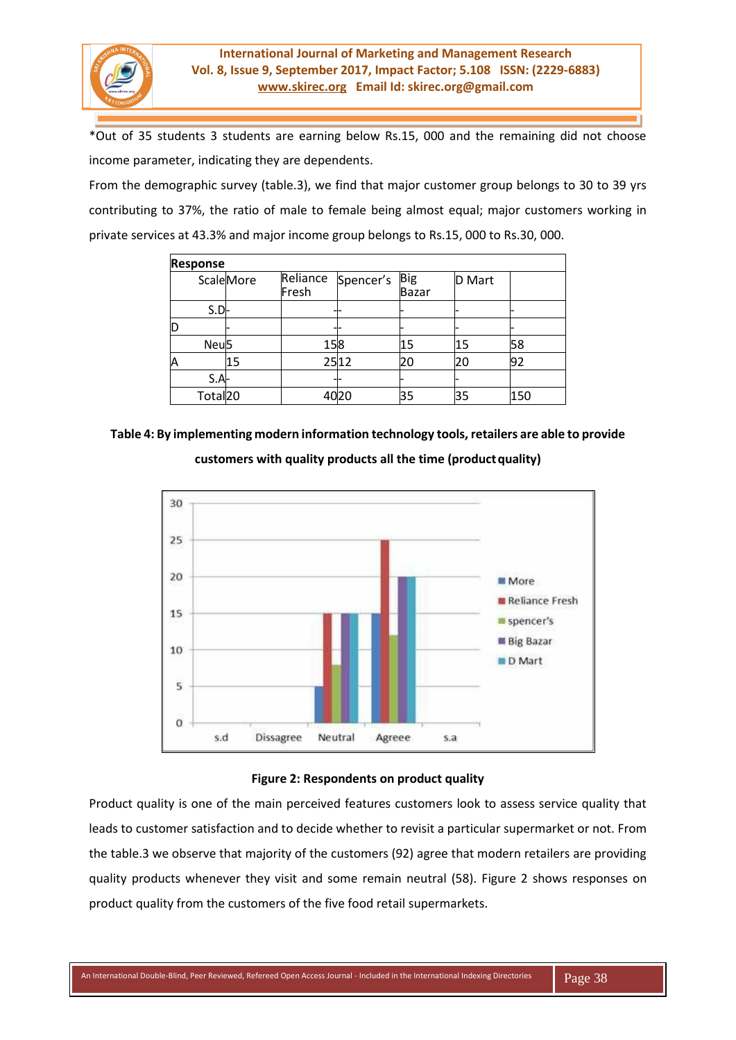*Out of 35 students 3 students are earning below Rs.15, 000 and the remaining did not choose income parameter, indicating they are dependents.

From the demographic survey (table.3), we find that major customer group belongs to 30 to 39 yrs contributing to 37%, the ratio of male to female being almost equal; major customers working in private services at 43.3% and major income group belongs to Rs.15, 000 to Rs.30, 000.

| **Response** | | | | | | |
|---|---|---|---|---|---|---|
| Scale | More | Reliance Fresh | Spencer's | Big Bazar | D Mart | |
| S.D | - | - | | - | - | - |
| D | - | - | | - | - | - |
| Neu | 5 | 15 | 8 | 15 | 15 | 58 |
| A | 15 | 25 | 12 | 20 | 20 | 92 |
| S.A | - | - | | - | - | |
| Total | 20 | 40 | 20 | 35 | 35 | 150 |

**Table 4: By implementing modern information technology tools, retailers are able to provide customers with quality products all the time (product quality)**

**Figure 2: Respondents on product quality**

Product quality is one of the main perceived features customers look to assess service quality that leads to customer satisfaction and to decide whether to revisit a particular supermarket or not. From the table.3 we observe that majority of the customers (92) agree that modern retailers are providing quality products whenever they visit and some remain neutral (58). Figure 2 shows responses on product quality from the customers of the five food retail supermarkets.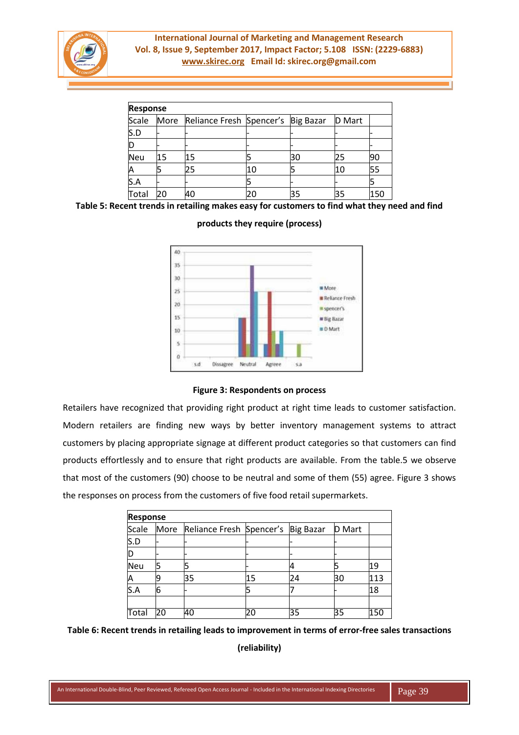| Response | | | | | | |
|---|---|---|---|---|---|---|
| Scale | More | Reliance Fresh | Spencer's | Big Bazar | D Mart | |
| S.D | - | - | - | - | - | - |
| D | - | - | - | - | - | - |
| Neu | 15 | 15 | 5 | 30 | 25 | 90 |
| A | 5 | 25 | 10 | 5 | 10 | 55 |
| S.A | - | - | 5 | - | - | 5 |
| Total | 20 | 40 | 20 | 35 | 35 | 150 |

**Table 5: Recent trends in retailing makes easy for customers to find what they need and find products they require (process)**

**Figure 3: Respondents on process**

Retailers have recognized that providing right product at right time leads to customer satisfaction. Modern retailers are finding new ways by better inventory management systems to attract customers by placing appropriate signage at different product categories so that customers can find products effortlessly and to ensure that right products are available. From the table.5 we observe that most of the customers (90) choose to be neutral and some of them (55) agree. Figure 3 shows the responses on process from the customers of five food retail supermarkets.

| Response | | | | | | |
|---|---|---|---|---|---|---|
| Scale | More | Reliance Fresh | Spencer's | Big Bazar | D Mart | |
| S.D | - | - | - | - | - | |
| D | - | - | - | - | - | |
| Neu | 5 | 5 | - | 4 | 5 | 19 |
| A | 9 | 35 | 15 | 24 | 30 | 113 |
| S.A | 6 | - | 5 | 7 | - | 18 |
| | | | | | | |
| Total | 20 | 40 | 20 | 35 | 35 | 150 |

**Table 6: Recent trends in retailing leads to improvement in terms of error-free sales transactions (reliability)**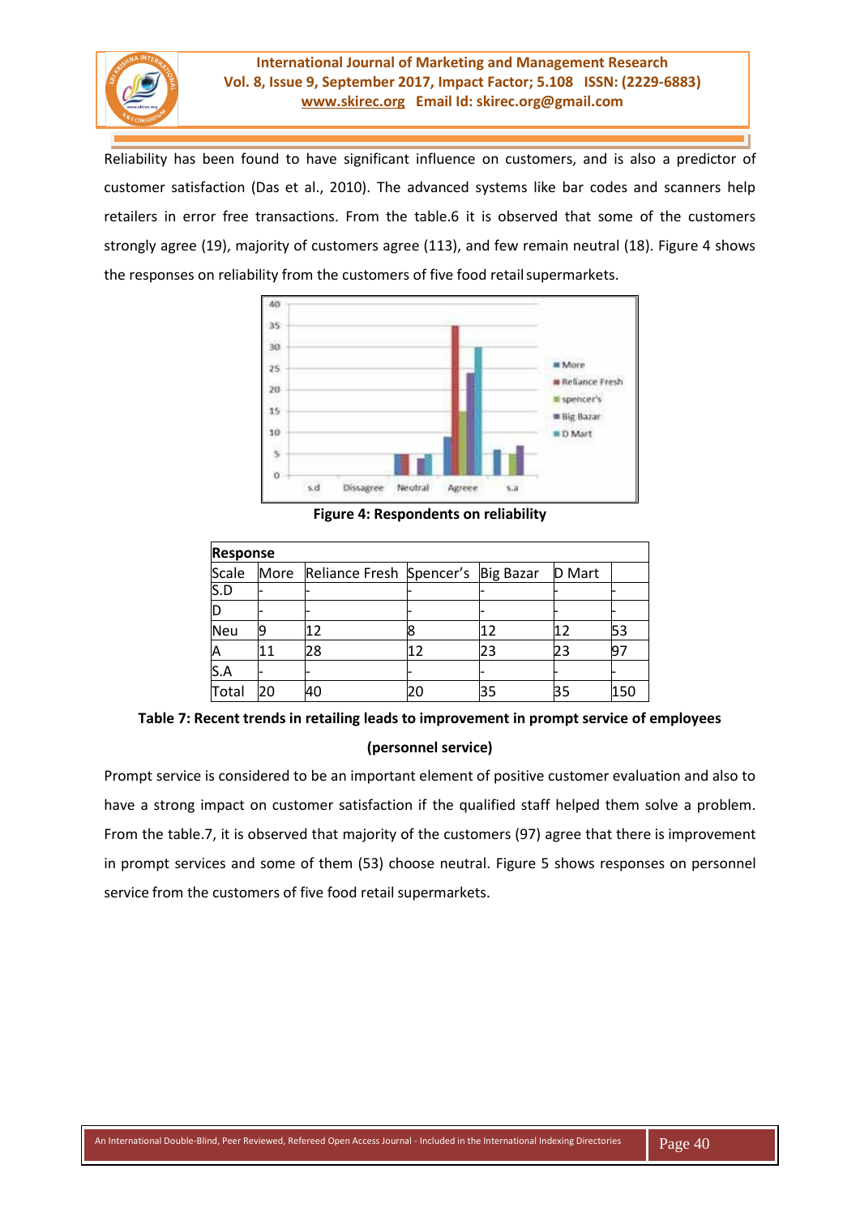Reliability has been found to have significant influence on customers, and is also a predictor of customer satisfaction (Das et al., 2010). The advanced systems like bar codes and scanners help retailers in error free transactions. From the table.6 it is observed that some of the customers strongly agree (19), majority of customers agree (113), and few remain neutral (18). Figure 4 shows the responses on reliability from the customers of five food retail supermarkets.

**Figure 4: Respondents on reliability**

| Response | | | | | | |
|---|---|---|---|---|---|---|
| Scale | More | Reliance Fresh | Spencer's | Big Bazar | D Mart | |
| S.D | - | - | - | - | - | - |
| D | - | - | - | - | - | - |
| Neu | 9 | 12 | 8 | 12 | 12 | 53 |
| A | 11 | 28 | 12 | 23 | 23 | 97 |
| S.A | - | - | - | - | - | - |
| Total | 20 | 40 | 20 | 35 | 35 | 150 |

**Table 7: Recent trends in retailing leads to improvement in prompt service of employees (personnel service)**

Prompt service is considered to be an important element of positive customer evaluation and also to have a strong impact on customer satisfaction if the qualified staff helped them solve a problem. From the table.7, it is observed that majority of the customers (97) agree that there is improvement in prompt services and some of them (53) choose neutral. Figure 5 shows responses on personnel service from the customers of five food retail supermarkets.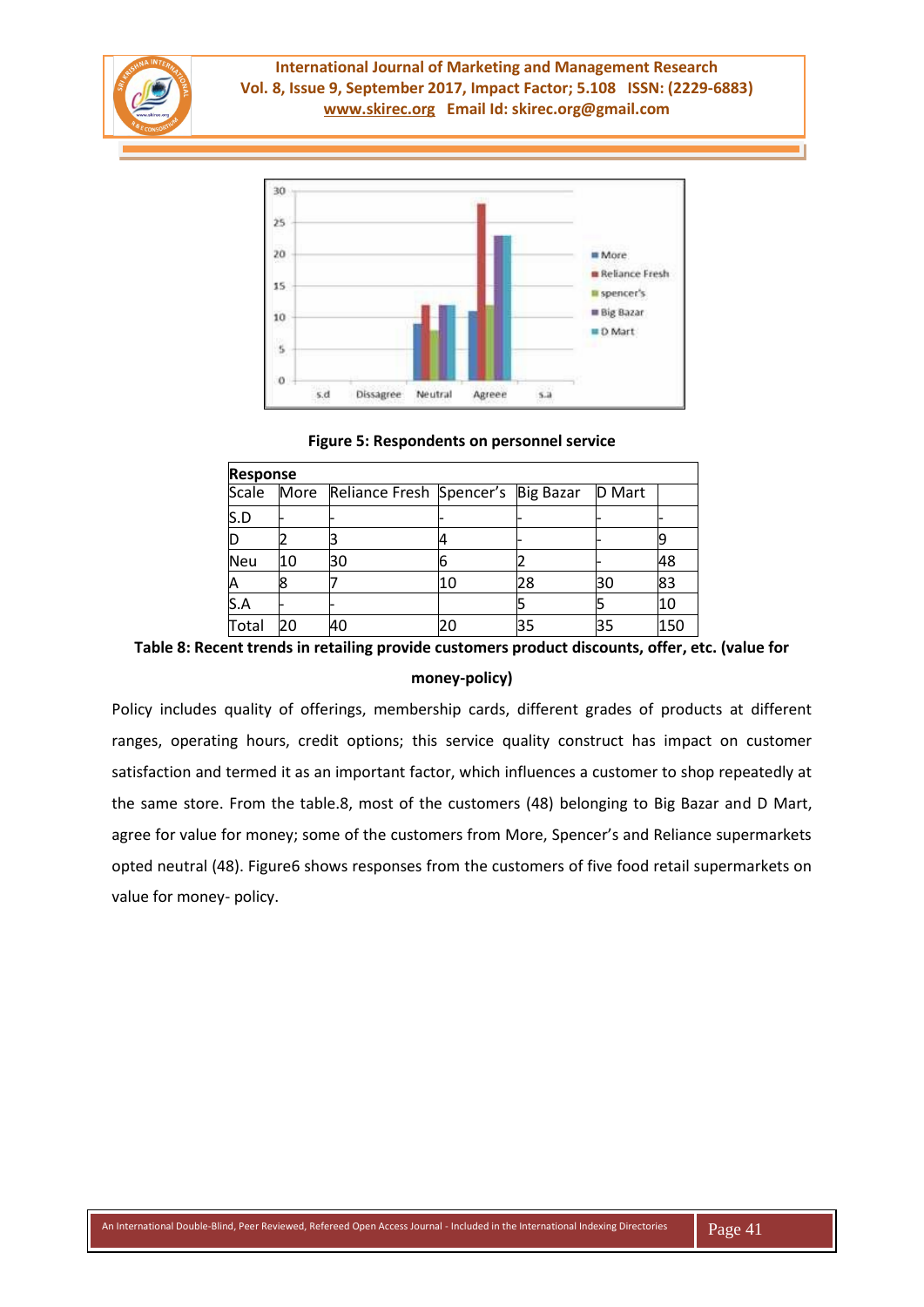**Figure 5: Respondents on personnel service**

| Response | | | | | | |
|---|---|---|---|---|---|---|
| Scale | More | Reliance Fresh | Spencer's | Big Bazar | D Mart | |
| S.D | - | - | - | - | - | - |
| D | 2 | 3 | 4 | - | - | 9 |
| Neu | 10 | 30 | 6 | 2 | - | 48 |
| A | 8 | 7 | 10 | 28 | 30 | 83 |
| S.A | - | - | | 5 | 5 | 10 |
| Total | 20 | 40 | 20 | 35 | 35 | 150 |

**Table 8: Recent trends in retailing provide customers product discounts, offer, etc. (value for money-policy)**

Policy includes quality of offerings, membership cards, different grades of products at different ranges, operating hours, credit options; this service quality construct has impact on customer satisfaction and termed it as an important factor, which influences a customer to shop repeatedly at the same store. From the table.8, most of the customers (48) belonging to Big Bazar and D Mart, agree for value for money; some of the customers from More, Spencer's and Reliance supermarkets opted neutral (48). Figure6 shows responses from the customers of five food retail supermarkets on value for money- policy.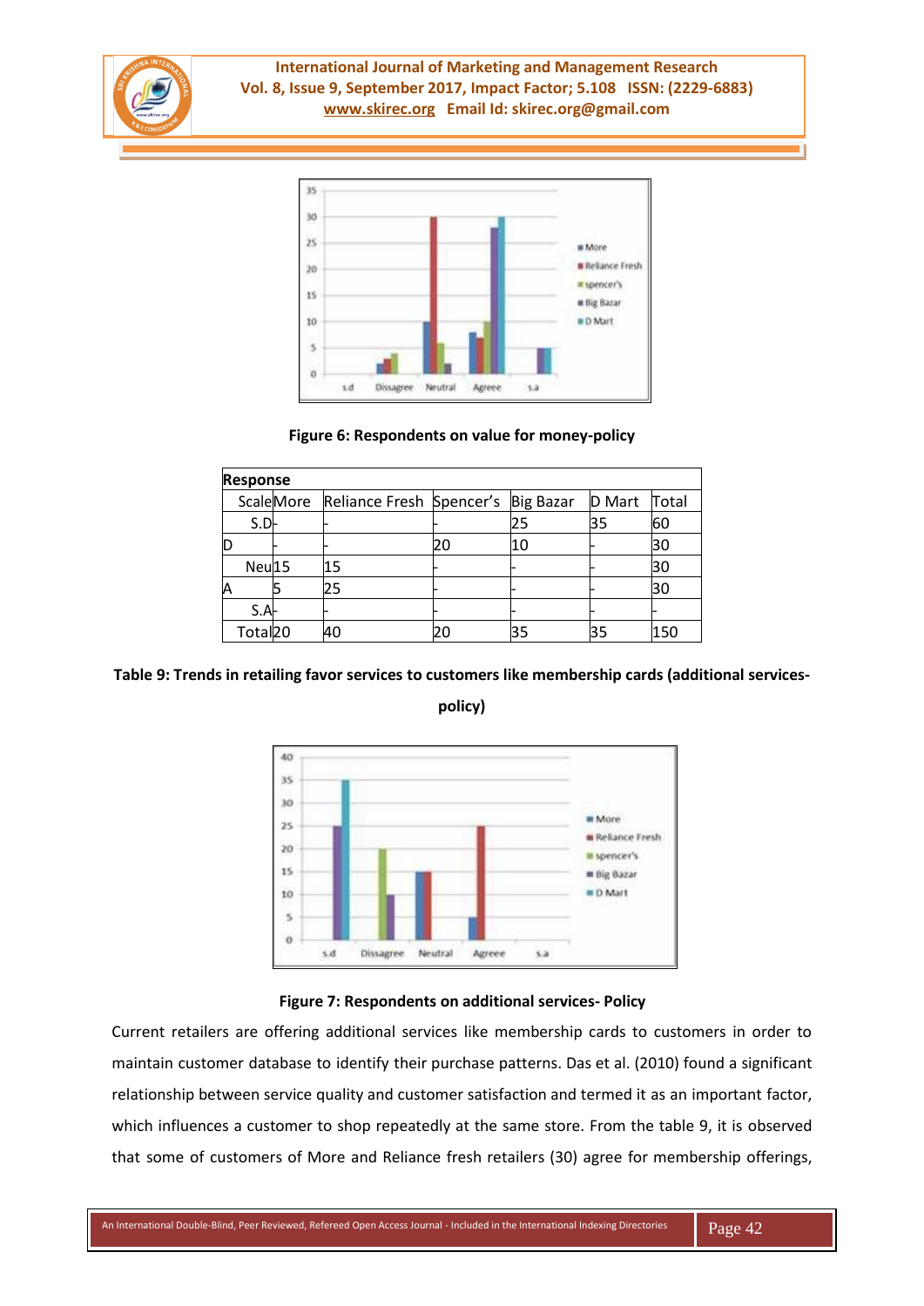Figure 6: Respondents on value for money-policy

| Response | | | | | | |
|---|---|---|---|---|---|---|
| Scale | More | Reliance Fresh | Spencer's | Big Bazar | D Mart | Total |
| S.D | - | - | - | 25 | 35 | 60 |
| D | - | - | 20 | 10 | - | 30 |
| Neu | 15 | 15 | - | - | - | 30 |
| A | 5 | 25 | - | - | - | 30 |
| S.A | - | - | - | - | - | - |
| Total | 20 | 40 | 20 | 35 | 35 | 150 |

**Table 9: Trends in retailing favor services to customers like membership cards (additional services-policy)**

Figure 7: Respondents on additional services- Policy

Current retailers are offering additional services like membership cards to customers in order to maintain customer database to identify their purchase patterns. Das et al. (2010) found a significant relationship between service quality and customer satisfaction and termed it as an important factor, which influences a customer to shop repeatedly at the same store. From the table 9, it is observed that some of customers of More and Reliance fresh retailers (30) agree for membership offerings,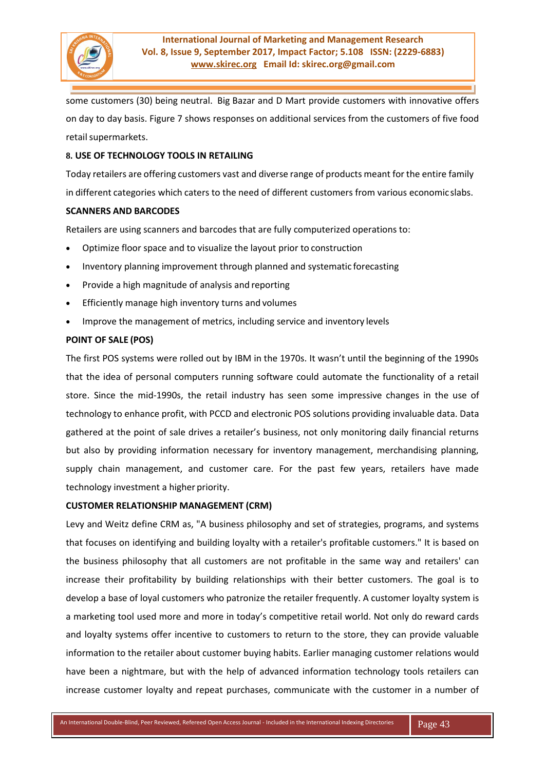some customers (30) being neutral. Big Bazar and D Mart provide customers with innovative offers on day to day basis. Figure 7 shows responses on additional services from the customers of five food retail supermarkets.

## 8. USE OF TECHNOLOGY TOOLS IN RETAILING

Today retailers are offering customers vast and diverse range of products meant for the entire family in different categories which caters to the need of different customers from various economic slabs.

### SCANNERS AND BARCODES

Retailers are using scanners and barcodes that are fully computerized operations to:

- Optimize floor space and to visualize the layout prior to construction
- Inventory planning improvement through planned and systematic forecasting
- Provide a high magnitude of analysis and reporting
- Efficiently manage high inventory turns and volumes
- Improve the management of metrics, including service and inventory levels

### POINT OF SALE (POS)

The first POS systems were rolled out by IBM in the 1970s. It wasn't until the beginning of the 1990s that the idea of personal computers running software could automate the functionality of a retail store. Since the mid-1990s, the retail industry has seen some impressive changes in the use of technology to enhance profit, with PCCD and electronic POS solutions providing invaluable data. Data gathered at the point of sale drives a retailer's business, not only monitoring daily financial returns but also by providing information necessary for inventory management, merchandising planning, supply chain management, and customer care. For the past few years, retailers have made technology investment a higher priority.

### CUSTOMER RELATIONSHIP MANAGEMENT (CRM)

Levy and Weitz define CRM as, "A business philosophy and set of strategies, programs, and systems that focuses on identifying and building loyalty with a retailer's profitable customers." It is based on the business philosophy that all customers are not profitable in the same way and retailers' can increase their profitability by building relationships with their better customers. The goal is to develop a base of loyal customers who patronize the retailer frequently. A customer loyalty system is a marketing tool used more and more in today's competitive retail world. Not only do reward cards and loyalty systems offer incentive to customers to return to the store, they can provide valuable information to the retailer about customer buying habits. Earlier managing customer relations would have been a nightmare, but with the help of advanced information technology tools retailers can increase customer loyalty and repeat purchases, communicate with the customer in a number of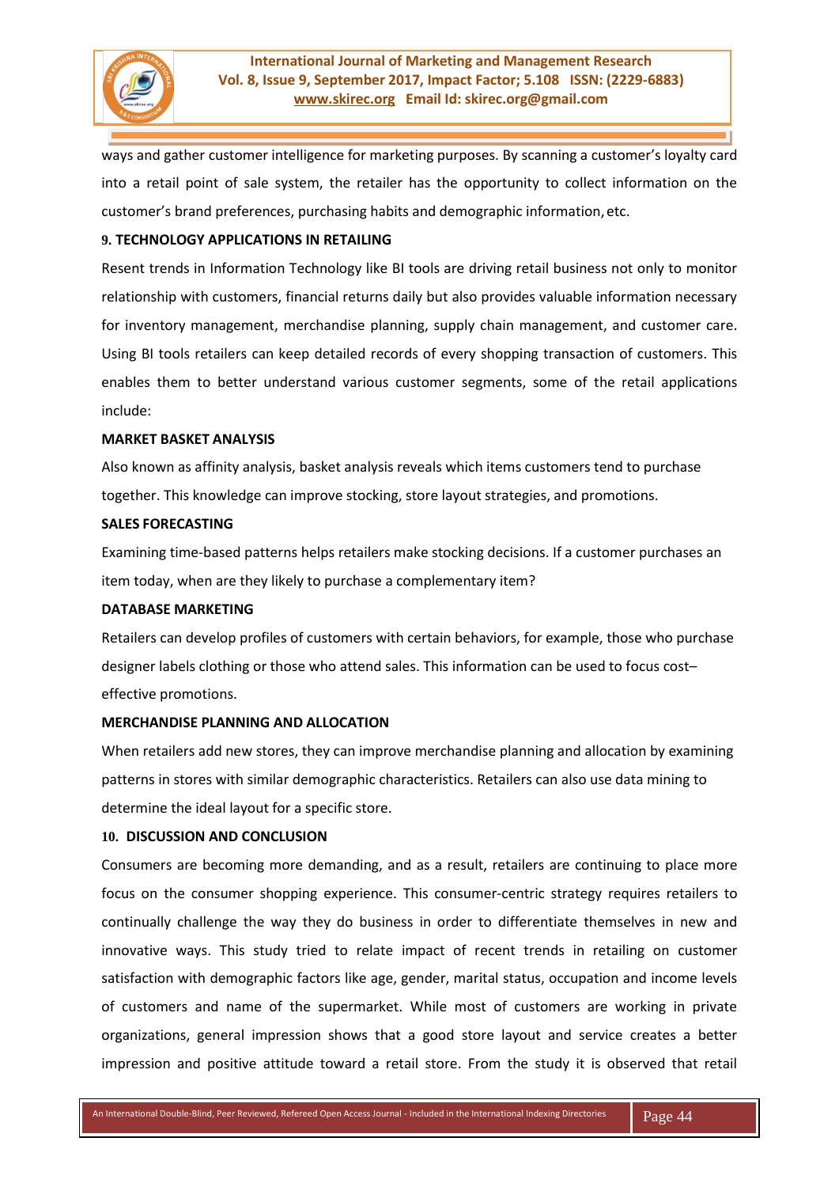ways and gather customer intelligence for marketing purposes. By scanning a customer's loyalty card into a retail point of sale system, the retailer has the opportunity to collect information on the customer's brand preferences, purchasing habits and demographic information, etc.

## 9. TECHNOLOGY APPLICATIONS IN RETAILING

Resent trends in Information Technology like BI tools are driving retail business not only to monitor relationship with customers, financial returns daily but also provides valuable information necessary for inventory management, merchandise planning, supply chain management, and customer care. Using BI tools retailers can keep detailed records of every shopping transaction of customers. This enables them to better understand various customer segments, some of the retail applications include:

### MARKET BASKET ANALYSIS

Also known as affinity analysis, basket analysis reveals which items customers tend to purchase together. This knowledge can improve stocking, store layout strategies, and promotions.

### SALES FORECASTING

Examining time-based patterns helps retailers make stocking decisions. If a customer purchases an item today, when are they likely to purchase a complementary item?

### DATABASE MARKETING

Retailers can develop profiles of customers with certain behaviors, for example, those who purchase designer labels clothing or those who attend sales. This information can be used to focus cost–effective promotions.

### MERCHANDISE PLANNING AND ALLOCATION

When retailers add new stores, they can improve merchandise planning and allocation by examining patterns in stores with similar demographic characteristics. Retailers can also use data mining to determine the ideal layout for a specific store.

## 10. DISCUSSION AND CONCLUSION

Consumers are becoming more demanding, and as a result, retailers are continuing to place more focus on the consumer shopping experience. This consumer-centric strategy requires retailers to continually challenge the way they do business in order to differentiate themselves in new and innovative ways. This study tried to relate impact of recent trends in retailing on customer satisfaction with demographic factors like age, gender, marital status, occupation and income levels of customers and name of the supermarket. While most of customers are working in private organizations, general impression shows that a good store layout and service creates a better impression and positive attitude toward a retail store. From the study it is observed that retail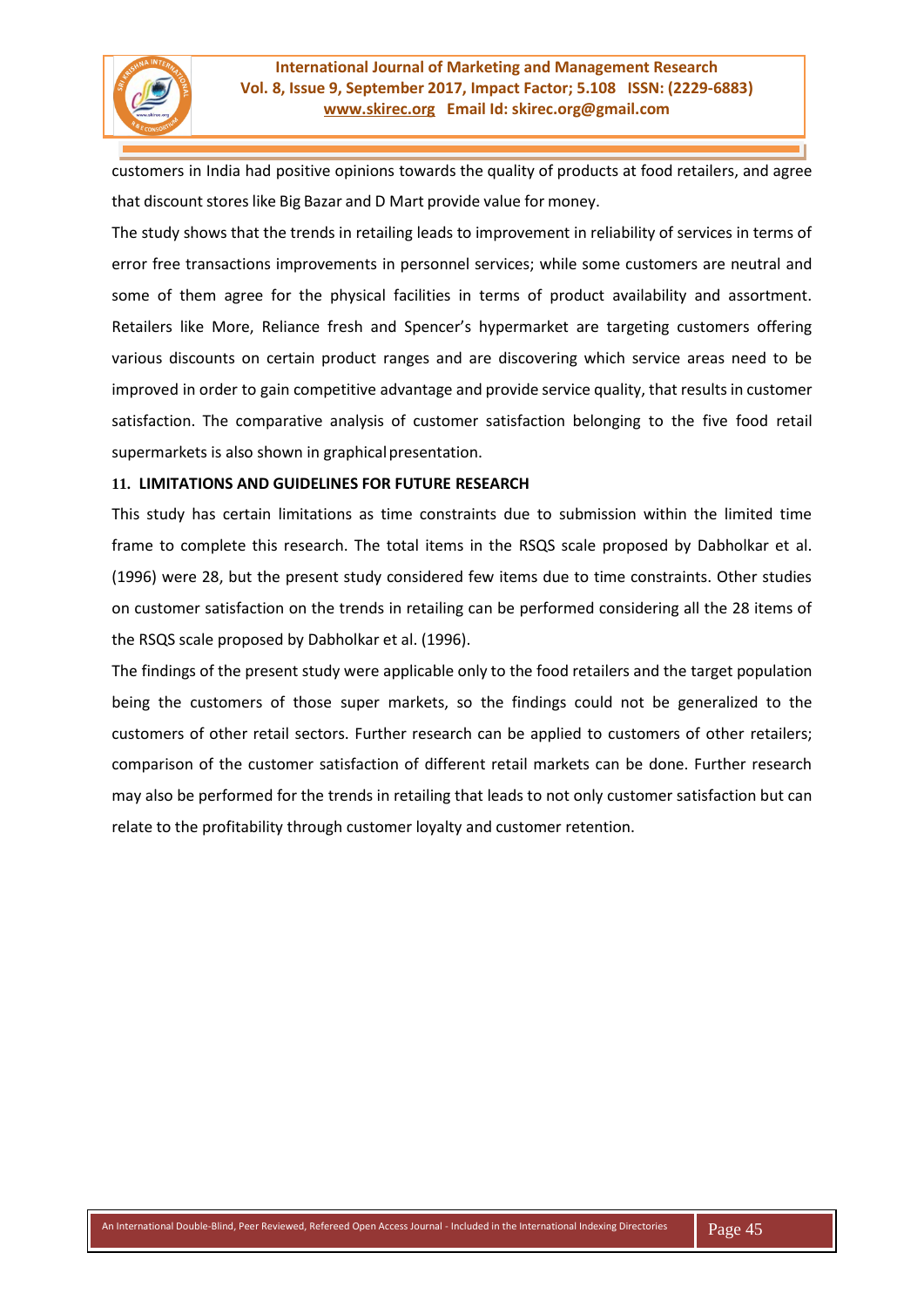customers in India had positive opinions towards the quality of products at food retailers, and agree that discount stores like Big Bazar and D Mart provide value for money.

The study shows that the trends in retailing leads to improvement in reliability of services in terms of error free transactions improvements in personnel services; while some customers are neutral and some of them agree for the physical facilities in terms of product availability and assortment. Retailers like More, Reliance fresh and Spencer's hypermarket are targeting customers offering various discounts on certain product ranges and are discovering which service areas need to be improved in order to gain competitive advantage and provide service quality, that results in customer satisfaction. The comparative analysis of customer satisfaction belonging to the five food retail supermarkets is also shown in graphical presentation.

## 11. LIMITATIONS AND GUIDELINES FOR FUTURE RESEARCH

This study has certain limitations as time constraints due to submission within the limited time frame to complete this research. The total items in the RSQS scale proposed by Dabholkar et al. (1996) were 28, but the present study considered few items due to time constraints. Other studies on customer satisfaction on the trends in retailing can be performed considering all the 28 items of the RSQS scale proposed by Dabholkar et al. (1996).

The findings of the present study were applicable only to the food retailers and the target population being the customers of those super markets, so the findings could not be generalized to the customers of other retail sectors. Further research can be applied to customers of other retailers; comparison of the customer satisfaction of different retail markets can be done. Further research may also be performed for the trends in retailing that leads to not only customer satisfaction but can relate to the profitability through customer loyalty and customer retention.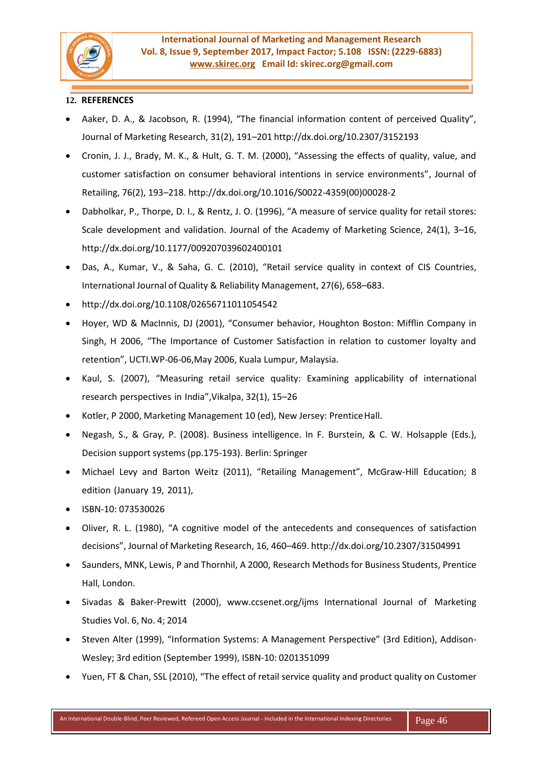## 12. REFERENCES

- Aaker, D. A., & Jacobson, R. (1994), "The financial information content of perceived Quality", Journal of Marketing Research, 31(2), 191–201 http://dx.doi.org/10.2307/3152193
- Cronin, J. J., Brady, M. K., & Hult, G. T. M. (2000), "Assessing the effects of quality, value, and customer satisfaction on consumer behavioral intentions in service environments", Journal of Retailing, 76(2), 193–218. http://dx.doi.org/10.1016/S0022-4359(00)00028-2
- Dabholkar, P., Thorpe, D. I., & Rentz, J. O. (1996), "A measure of service quality for retail stores: Scale development and validation. Journal of the Academy of Marketing Science, 24(1), 3–16, http://dx.doi.org/10.1177/009207039602400101
- Das, A., Kumar, V., & Saha, G. C. (2010), "Retail service quality in context of CIS Countries, International Journal of Quality & Reliability Management, 27(6), 658–683.
- http://dx.doi.org/10.1108/02656711011054542
- Hoyer, WD & MacInnis, DJ (2001), "Consumer behavior, Houghton Boston: Mifflin Company in Singh, H 2006, "The Importance of Customer Satisfaction in relation to customer loyalty and retention", UCTI.WP-06-06,May 2006, Kuala Lumpur, Malaysia.
- Kaul, S. (2007), "Measuring retail service quality: Examining applicability of international research perspectives in India",Vikalpa, 32(1), 15–26
- Kotler, P 2000, Marketing Management 10 (ed), New Jersey: Prentice Hall.
- Negash, S., & Gray, P. (2008). Business intelligence. In F. Burstein, & C. W. Holsapple (Eds.), Decision support systems (pp.175-193). Berlin: Springer
- Michael Levy and Barton Weitz (2011), "Retailing Management", McGraw-Hill Education; 8 edition (January 19, 2011),
- ISBN-10: 073530026
- Oliver, R. L. (1980), "A cognitive model of the antecedents and consequences of satisfaction decisions", Journal of Marketing Research, 16, 460–469. http://dx.doi.org/10.2307/31504991
- Saunders, MNK, Lewis, P and Thornhil, A 2000, Research Methods for Business Students, Prentice Hall, London.
- Sivadas & Baker-Prewitt (2000), www.ccsenet.org/ijms International Journal of Marketing Studies Vol. 6, No. 4; 2014
- Steven Alter (1999), "Information Systems: A Management Perspective" (3rd Edition), Addison-Wesley; 3rd edition (September 1999), ISBN-10: 0201351099
- Yuen, FT & Chan, SSL (2010), "The effect of retail service quality and product quality on Customer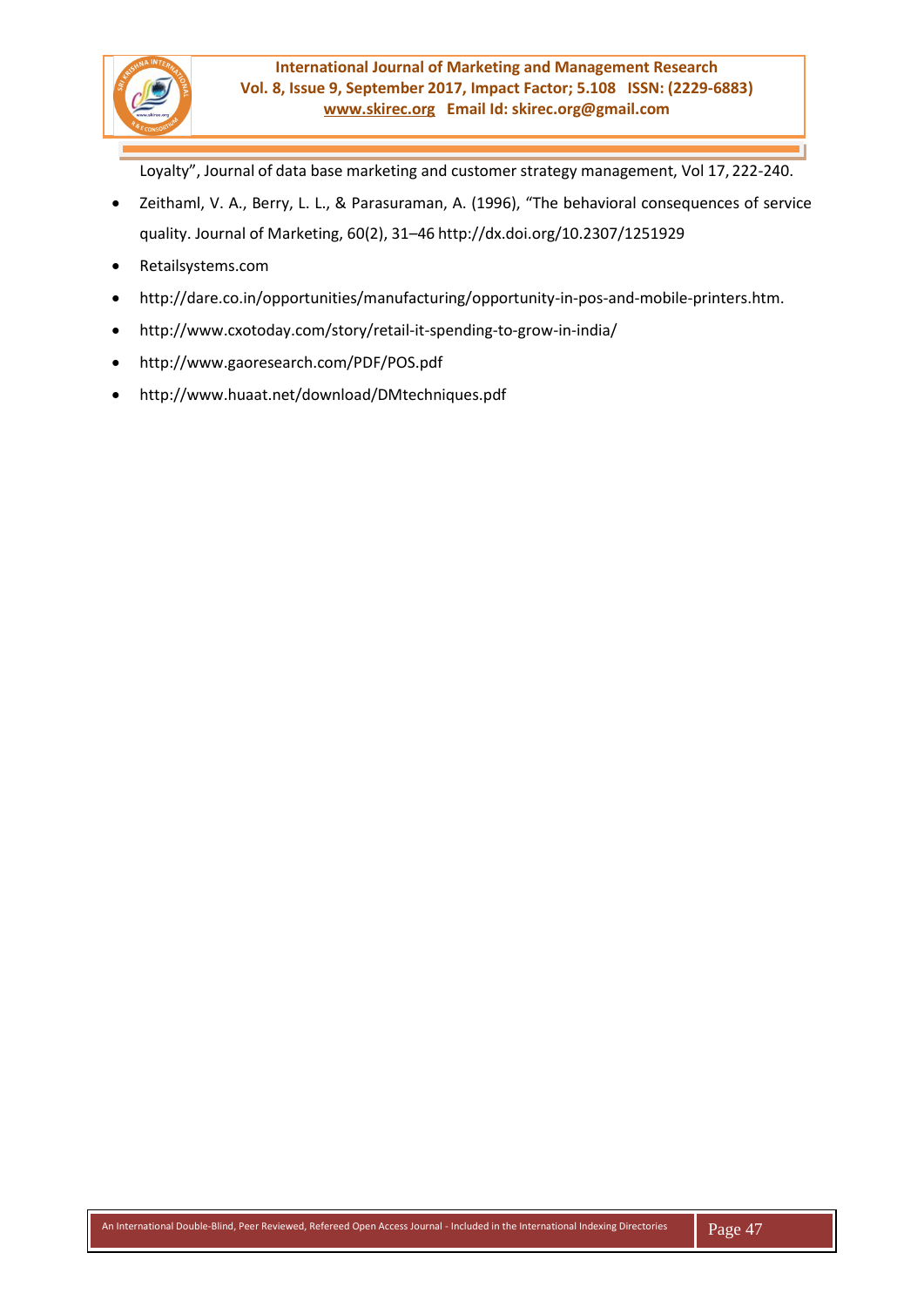Loyalty", Journal of data base marketing and customer strategy management, Vol 17, 222-240.

- Zeithaml, V. A., Berry, L. L., & Parasuraman, A. (1996), "The behavioral consequences of service quality. Journal of Marketing, 60(2), 31–46 http://dx.doi.org/10.2307/1251929
- Retailsystems.com
- http://dare.co.in/opportunities/manufacturing/opportunity-in-pos-and-mobile-printers.htm.
- http://www.cxotoday.com/story/retail-it-spending-to-grow-in-india/
- http://www.gaoresearch.com/PDF/POS.pdf
- http://www.huaat.net/download/DMtechniques.pdf